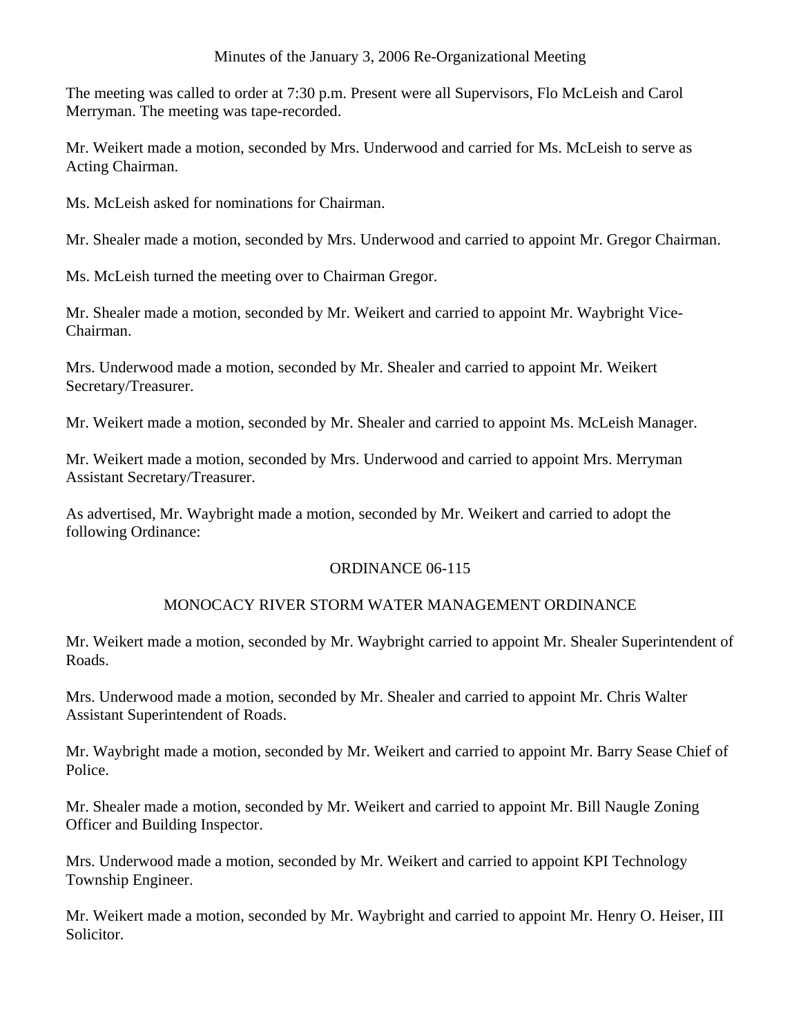# Minutes of the January 3, 2006 Re-Organizational Meeting

The meeting was called to order at 7:30 p.m. Present were all Supervisors, Flo McLeish and Carol Merryman. The meeting was tape-recorded.

Mr. Weikert made a motion, seconded by Mrs. Underwood and carried for Ms. McLeish to serve as Acting Chairman.

Ms. McLeish asked for nominations for Chairman.

Mr. Shealer made a motion, seconded by Mrs. Underwood and carried to appoint Mr. Gregor Chairman.

Ms. McLeish turned the meeting over to Chairman Gregor.

Mr. Shealer made a motion, seconded by Mr. Weikert and carried to appoint Mr. Waybright Vice-Chairman.

Mrs. Underwood made a motion, seconded by Mr. Shealer and carried to appoint Mr. Weikert Secretary/Treasurer.

Mr. Weikert made a motion, seconded by Mr. Shealer and carried to appoint Ms. McLeish Manager.

Mr. Weikert made a motion, seconded by Mrs. Underwood and carried to appoint Mrs. Merryman Assistant Secretary/Treasurer.

As advertised, Mr. Waybright made a motion, seconded by Mr. Weikert and carried to adopt the following Ordinance:

## ORDINANCE 06-115

## MONOCACY RIVER STORM WATER MANAGEMENT ORDINANCE

Mr. Weikert made a motion, seconded by Mr. Waybright carried to appoint Mr. Shealer Superintendent of Roads.

Mrs. Underwood made a motion, seconded by Mr. Shealer and carried to appoint Mr. Chris Walter Assistant Superintendent of Roads.

Mr. Waybright made a motion, seconded by Mr. Weikert and carried to appoint Mr. Barry Sease Chief of Police.

Mr. Shealer made a motion, seconded by Mr. Weikert and carried to appoint Mr. Bill Naugle Zoning Officer and Building Inspector.

Mrs. Underwood made a motion, seconded by Mr. Weikert and carried to appoint KPI Technology Township Engineer.

Mr. Weikert made a motion, seconded by Mr. Waybright and carried to appoint Mr. Henry O. Heiser, III Solicitor.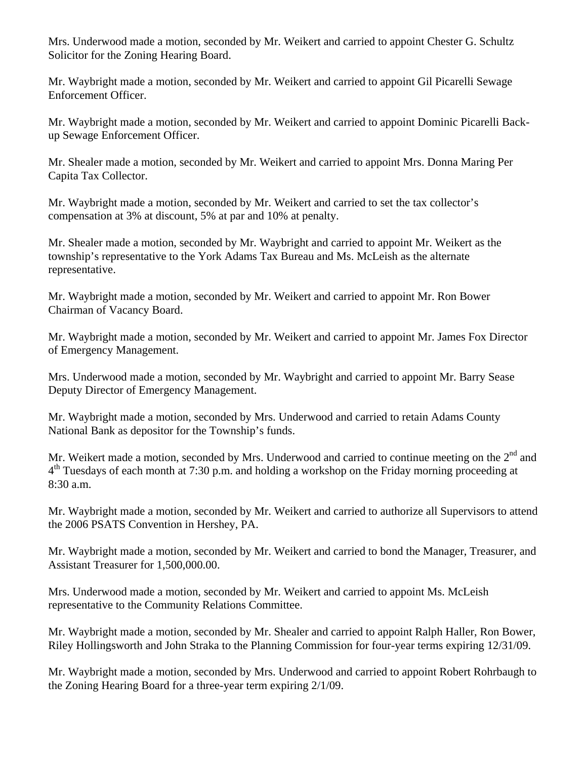Mrs. Underwood made a motion, seconded by Mr. Weikert and carried to appoint Chester G. Schultz Solicitor for the Zoning Hearing Board.

Mr. Waybright made a motion, seconded by Mr. Weikert and carried to appoint Gil Picarelli Sewage Enforcement Officer.

Mr. Waybright made a motion, seconded by Mr. Weikert and carried to appoint Dominic Picarelli Back-up Sewage Enforcement Officer.

Mr. Shealer made a motion, seconded by Mr. Weikert and carried to appoint Mrs. Donna Maring Per Capita Tax Collector.

Mr. Waybright made a motion, seconded by Mr. Weikert and carried to set the tax collector's compensation at 3% at discount, 5% at par and 10% at penalty.

Mr. Shealer made a motion, seconded by Mr. Waybright and carried to appoint Mr. Weikert as the township's representative to the York Adams Tax Bureau and Ms. McLeish as the alternate representative.

Mr. Waybright made a motion, seconded by Mr. Weikert and carried to appoint Mr. Ron Bower Chairman of Vacancy Board.

Mr. Waybright made a motion, seconded by Mr. Weikert and carried to appoint Mr. James Fox Director of Emergency Management.

Mrs. Underwood made a motion, seconded by Mr. Waybright and carried to appoint Mr. Barry Sease Deputy Director of Emergency Management.

Mr. Waybright made a motion, seconded by Mrs. Underwood and carried to retain Adams County National Bank as depositor for the Township's funds.

Mr. Weikert made a motion, seconded by Mrs. Underwood and carried to continue meeting on the 2nd and 4th Tuesdays of each month at 7:30 p.m. and holding a workshop on the Friday morning proceeding at 8:30 a.m.

Mr. Waybright made a motion, seconded by Mr. Weikert and carried to authorize all Supervisors to attend the 2006 PSATS Convention in Hershey, PA.

Mr. Waybright made a motion, seconded by Mr. Weikert and carried to bond the Manager, Treasurer, and Assistant Treasurer for 1,500,000.00.

Mrs. Underwood made a motion, seconded by Mr. Weikert and carried to appoint Ms. McLeish representative to the Community Relations Committee.

Mr. Waybright made a motion, seconded by Mr. Shealer and carried to appoint Ralph Haller, Ron Bower, Riley Hollingsworth and John Straka to the Planning Commission for four-year terms expiring 12/31/09.

Mr. Waybright made a motion, seconded by Mrs. Underwood and carried to appoint Robert Rohrbaugh to the Zoning Hearing Board for a three-year term expiring 2/1/09.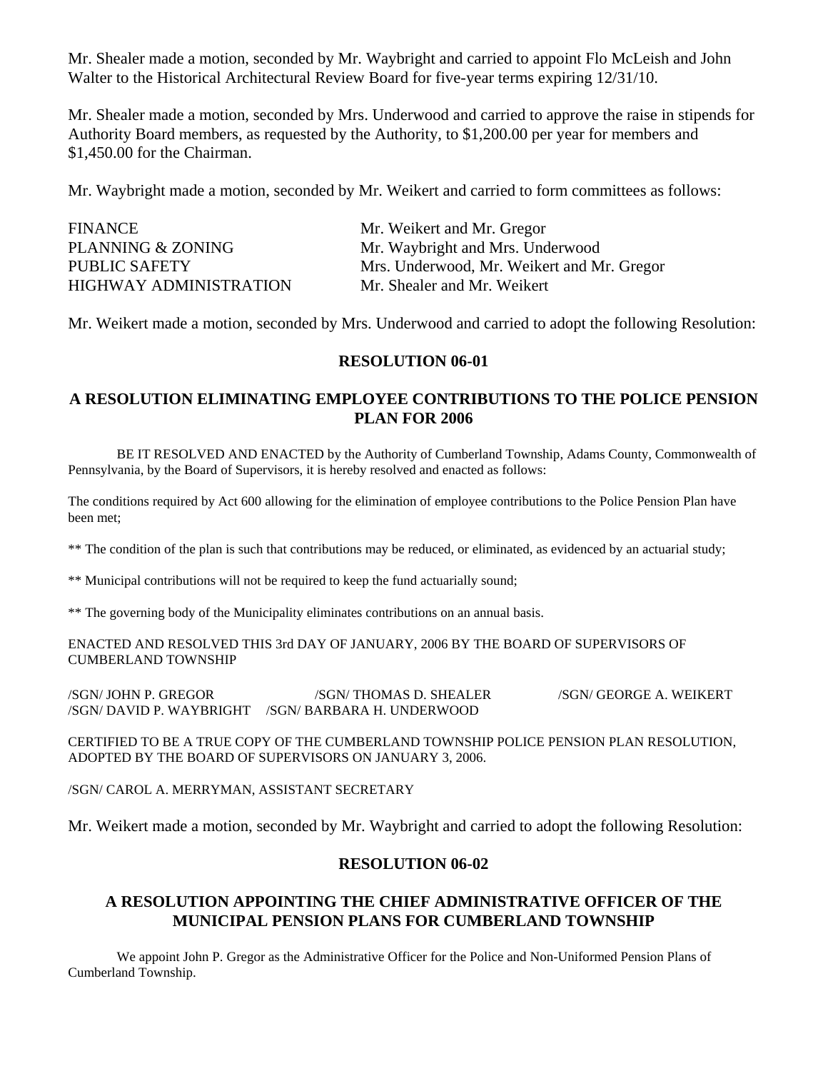Mr. Shealer made a motion, seconded by Mr. Waybright and carried to appoint Flo McLeish and John Walter to the Historical Architectural Review Board for five-year terms expiring 12/31/10.

Mr. Shealer made a motion, seconded by Mrs. Underwood and carried to approve the raise in stipends for Authority Board members, as requested by the Authority, to $1,200.00 per year for members and $1,450.00 for the Chairman.

Mr. Waybright made a motion, seconded by Mr. Weikert and carried to form committees as follows:

| | |
|---|---|
| FINANCE | Mr. Weikert and Mr. Gregor |
| PLANNING & ZONING | Mr. Waybright and Mrs. Underwood |
| PUBLIC SAFETY | Mrs. Underwood, Mr. Weikert and Mr. Gregor |
| HIGHWAY ADMINISTRATION | Mr. Shealer and Mr. Weikert |

Mr. Weikert made a motion, seconded by Mrs. Underwood and carried to adopt the following Resolution:

**RESOLUTION 06-01**

**A RESOLUTION ELIMINATING EMPLOYEE CONTRIBUTIONS TO THE POLICE PENSION PLAN FOR 2006**

BE IT RESOLVED AND ENACTED by the Authority of Cumberland Township, Adams County, Commonwealth of Pennsylvania, by the Board of Supervisors, it is hereby resolved and enacted as follows:

The conditions required by Act 600 allowing for the elimination of employee contributions to the Police Pension Plan have been met;

** The condition of the plan is such that contributions may be reduced, or eliminated, as evidenced by an actuarial study;

** Municipal contributions will not be required to keep the fund actuarially sound;

** The governing body of the Municipality eliminates contributions on an annual basis.

ENACTED AND RESOLVED THIS 3rd DAY OF JANUARY, 2006 BY THE BOARD OF SUPERVISORS OF CUMBERLAND TOWNSHIP

/SGN/ JOHN P. GREGOR /SGN/ THOMAS D. SHEALER /SGN/ GEORGE A. WEIKERT
/SGN/ DAVID P. WAYBRIGHT /SGN/ BARBARA H. UNDERWOOD

CERTIFIED TO BE A TRUE COPY OF THE CUMBERLAND TOWNSHIP POLICE PENSION PLAN RESOLUTION, ADOPTED BY THE BOARD OF SUPERVISORS ON JANUARY 3, 2006.

/SGN/ CAROL A. MERRYMAN, ASSISTANT SECRETARY

Mr. Weikert made a motion, seconded by Mr. Waybright and carried to adopt the following Resolution:

**RESOLUTION 06-02**

**A RESOLUTION APPOINTING THE CHIEF ADMINISTRATIVE OFFICER OF THE MUNICIPAL PENSION PLANS FOR CUMBERLAND TOWNSHIP**

We appoint John P. Gregor as the Administrative Officer for the Police and Non-Uniformed Pension Plans of Cumberland Township.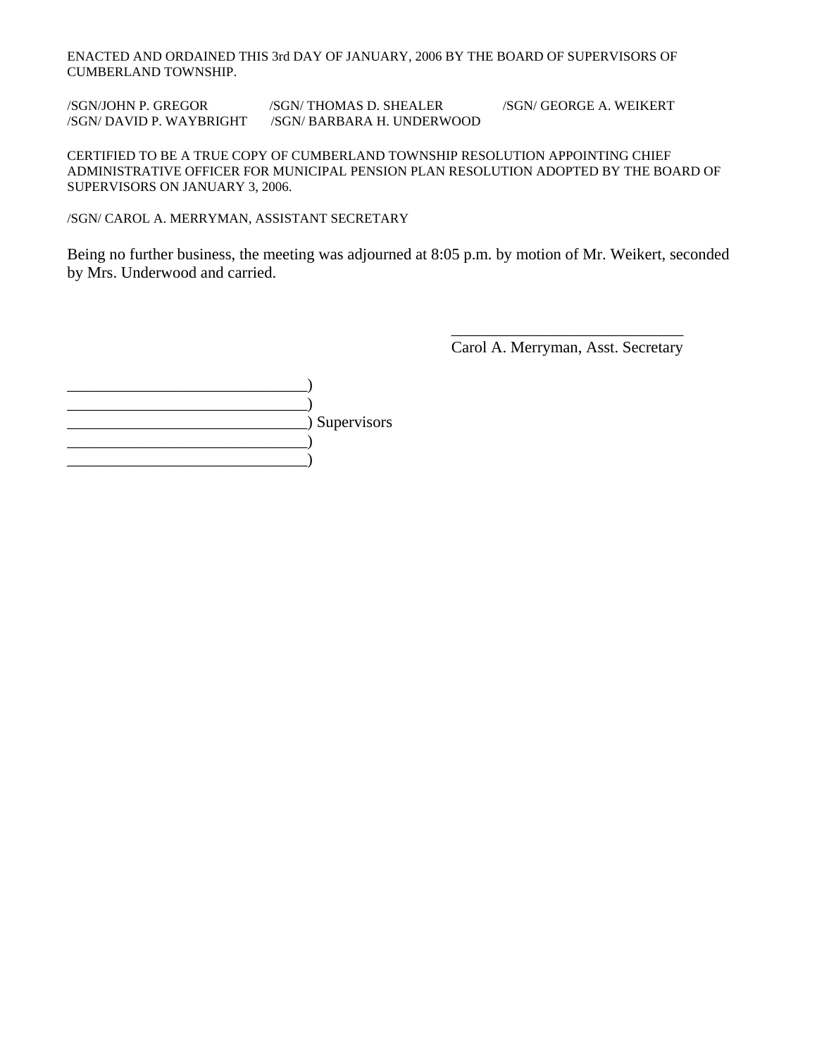ENACTED AND ORDAINED THIS 3rd DAY OF JANUARY, 2006 BY THE BOARD OF SUPERVISORS OF CUMBERLAND TOWNSHIP.

/SGN/JOHN P. GREGOR /SGN/ THOMAS D. SHEALER /SGN/ GEORGE A. WEIKERT
/SGN/ DAVID P. WAYBRIGHT /SGN/ BARBARA H. UNDERWOOD

CERTIFIED TO BE A TRUE COPY OF CUMBERLAND TOWNSHIP RESOLUTION APPOINTING CHIEF ADMINISTRATIVE OFFICER FOR MUNICIPAL PENSION PLAN RESOLUTION ADOPTED BY THE BOARD OF SUPERVISORS ON JANUARY 3, 2006.

/SGN/ CAROL A. MERRYMAN, ASSISTANT SECRETARY

Being no further business, the meeting was adjourned at 8:05 p.m. by motion of Mr. Weikert, seconded by Mrs. Underwood and carried.

\_\_\_\_\_\_\_\_\_\_\_\_\_\_\_\_\_\_\_\_\_\_\_\_\_\_\_\_\_\_
Carol A. Merryman, Asst. Secretary

\_\_\_\_\_\_\_\_\_\_\_\_\_\_\_\_\_\_\_\_\_\_\_\_\_\_\_\_\_\_)
\_\_\_\_\_\_\_\_\_\_\_\_\_\_\_\_\_\_\_\_\_\_\_\_\_\_\_\_\_\_)
\_\_\_\_\_\_\_\_\_\_\_\_\_\_\_\_\_\_\_\_\_\_\_\_\_\_\_\_\_\_) Supervisors
\_\_\_\_\_\_\_\_\_\_\_\_\_\_\_\_\_\_\_\_\_\_\_\_\_\_\_\_\_\_)
\_\_\_\_\_\_\_\_\_\_\_\_\_\_\_\_\_\_\_\_\_\_\_\_\_\_\_\_\_\_)